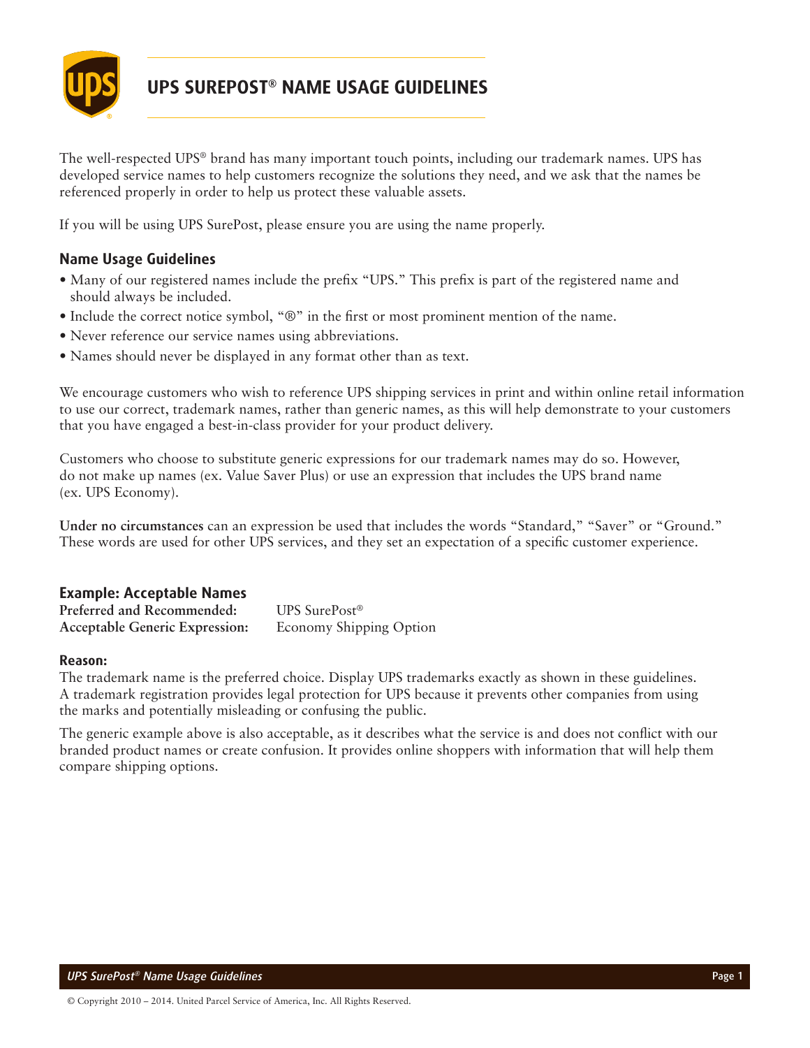# UPS SUREPOST® NAME USAGE GUIDELINES

The well-respected UPS® brand has many important touch points, including our trademark names. UPS has developed service names to help customers recognize the solutions they need, and we ask that the names be referenced properly in order to help us protect these valuable assets.

If you will be using UPS SurePost, please ensure you are using the name properly.

## Name Usage Guidelines

- Many of our registered names include the prefix "UPS." This prefix is part of the registered name and should always be included.
- Include the correct notice symbol, "®" in the first or most prominent mention of the name.
- Never reference our service names using abbreviations.
- Names should never be displayed in any format other than as text.

We encourage customers who wish to reference UPS shipping services in print and within online retail information to use our correct, trademark names, rather than generic names, as this will help demonstrate to your customers that you have engaged a best-in-class provider for your product delivery.

Customers who choose to substitute generic expressions for our trademark names may do so. However, do not make up names (ex. Value Saver Plus) or use an expression that includes the UPS brand name (ex. UPS Economy).

**Under no circumstances** can an expression be used that includes the words "Standard," "Saver" or "Ground." These words are used for other UPS services, and they set an expectation of a specific customer experience.

## Example: Acceptable Names

**Preferred and Recommended:** UPS SurePost®
**Acceptable Generic Expression:** Economy Shipping Option

### Reason:

The trademark name is the preferred choice. Display UPS trademarks exactly as shown in these guidelines. A trademark registration provides legal protection for UPS because it prevents other companies from using the marks and potentially misleading or confusing the public.

The generic example above is also acceptable, as it describes what the service is and does not conflict with our branded product names or create confusion. It provides online shoppers with information that will help them compare shipping options.

© Copyright 2010 – 2014. United Parcel Service of America, Inc. All Rights Reserved.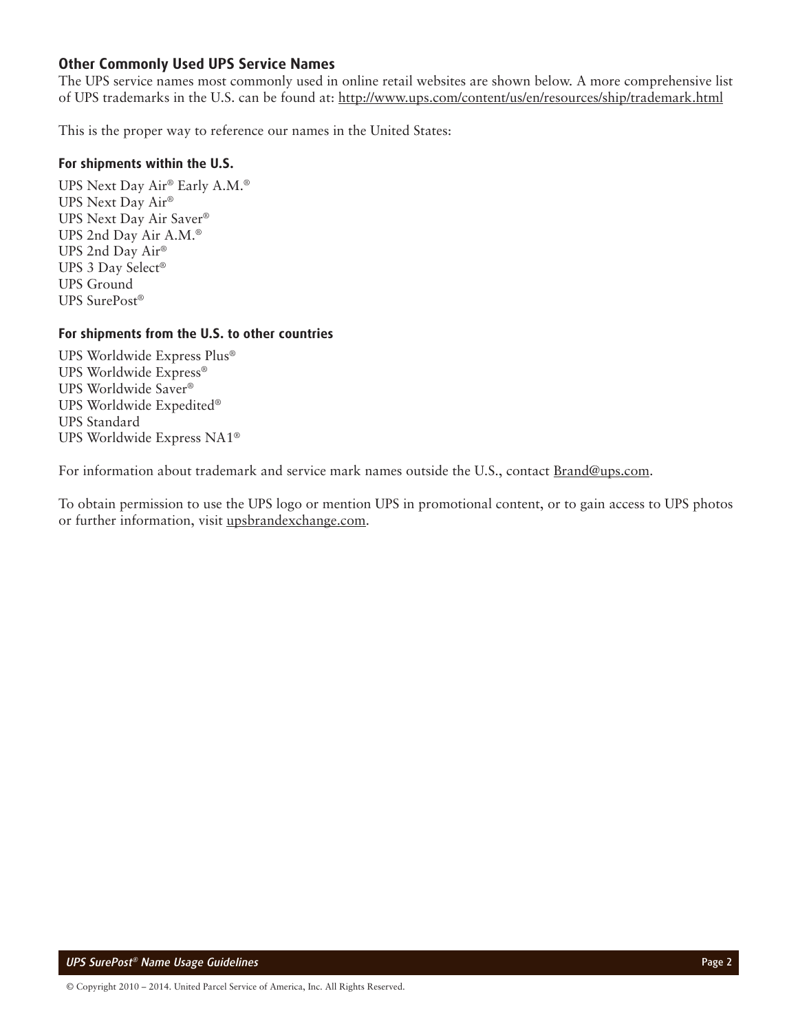## Other Commonly Used UPS Service Names

The UPS service names most commonly used in online retail websites are shown below. A more comprehensive list of UPS trademarks in the U.S. can be found at: http://www.ups.com/content/us/en/resources/ship/trademark.html

This is the proper way to reference our names in the United States:

### For shipments within the U.S.

UPS Next Day Air® Early A.M.®
UPS Next Day Air®
UPS Next Day Air Saver®
UPS 2nd Day Air A.M.®
UPS 2nd Day Air®
UPS 3 Day Select®
UPS Ground
UPS SurePost®

### For shipments from the U.S. to other countries

UPS Worldwide Express Plus®
UPS Worldwide Express®
UPS Worldwide Saver®
UPS Worldwide Expedited®
UPS Standard
UPS Worldwide Express NA1®

For information about trademark and service mark names outside the U.S., contact Brand@ups.com.

To obtain permission to use the UPS logo or mention UPS in promotional content, or to gain access to UPS photos or further information, visit upsbrandexchange.com.

© Copyright 2010 – 2014. United Parcel Service of America, Inc. All Rights Reserved.